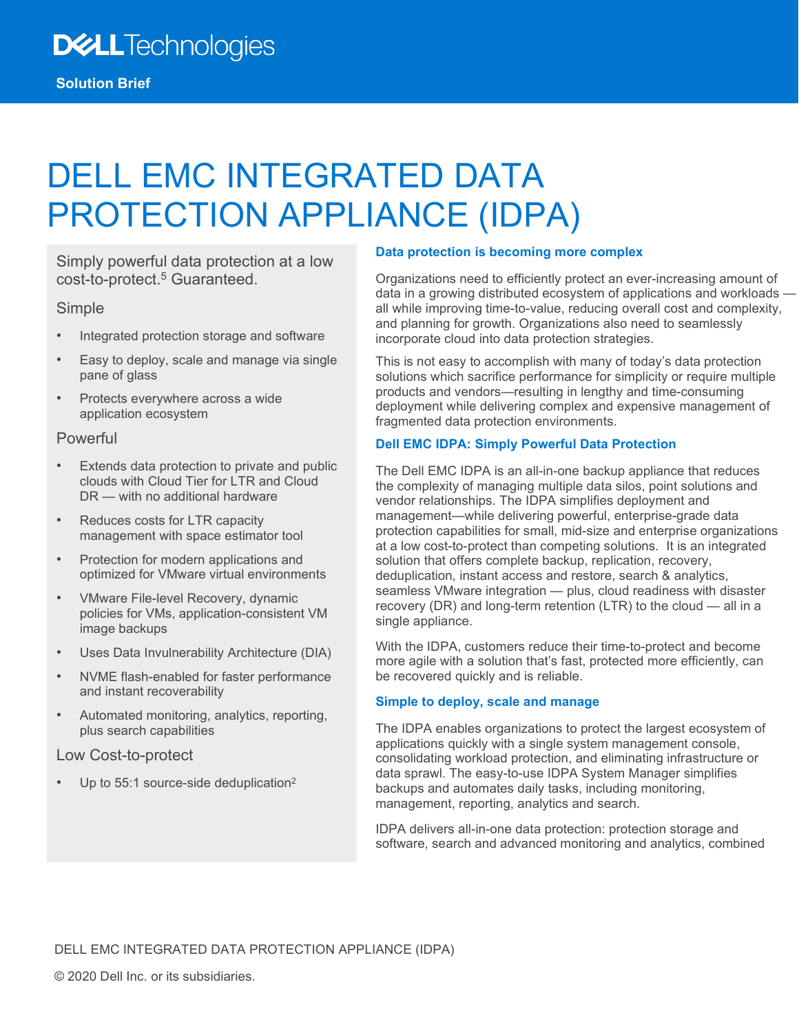Solution Brief

# DELL EMC INTEGRATED DATA PROTECTION APPLIANCE (IDPA)

Simply powerful data protection at a low cost-to-protect.[5] Guaranteed.

### Simple

- Integrated protection storage and software
- Easy to deploy, scale and manage via single pane of glass
- Protects everywhere across a wide application ecosystem

### Powerful

- Extends data protection to private and public clouds with Cloud Tier for LTR and Cloud DR — with no additional hardware
- Reduces costs for LTR capacity management with space estimator tool
- Protection for modern applications and optimized for VMware virtual environments
- VMware File-level Recovery, dynamic policies for VMs, application-consistent VM image backups
- Uses Data Invulnerability Architecture (DIA)
- NVME flash-enabled for faster performance and instant recoverability
- Automated monitoring, analytics, reporting, plus search capabilities

### Low Cost-to-protect

- Up to 55:1 source-side deduplication[2]

## Data protection is becoming more complex

Organizations need to efficiently protect an ever-increasing amount of data in a growing distributed ecosystem of applications and workloads — all while improving time-to-value, reducing overall cost and complexity, and planning for growth. Organizations also need to seamlessly incorporate cloud into data protection strategies.

This is not easy to accomplish with many of today's data protection solutions which sacrifice performance for simplicity or require multiple products and vendors—resulting in lengthy and time-consuming deployment while delivering complex and expensive management of fragmented data protection environments.

## Dell EMC IDPA: Simply Powerful Data Protection

The Dell EMC IDPA is an all-in-one backup appliance that reduces the complexity of managing multiple data silos, point solutions and vendor relationships. The IDPA simplifies deployment and management—while delivering powerful, enterprise-grade data protection capabilities for small, mid-size and enterprise organizations at a low cost-to-protect than competing solutions. It is an integrated solution that offers complete backup, replication, recovery, deduplication, instant access and restore, search & analytics, seamless VMware integration — plus, cloud readiness with disaster recovery (DR) and long-term retention (LTR) to the cloud — all in a single appliance.

With the IDPA, customers reduce their time-to-protect and become more agile with a solution that's fast, protected more efficiently, can be recovered quickly and is reliable.

## Simple to deploy, scale and manage

The IDPA enables organizations to protect the largest ecosystem of applications quickly with a single system management console, consolidating workload protection, and eliminating infrastructure or data sprawl. The easy-to-use IDPA System Manager simplifies backups and automates daily tasks, including monitoring, management, reporting, analytics and search.

IDPA delivers all-in-one data protection: protection storage and software, search and advanced monitoring and analytics, combined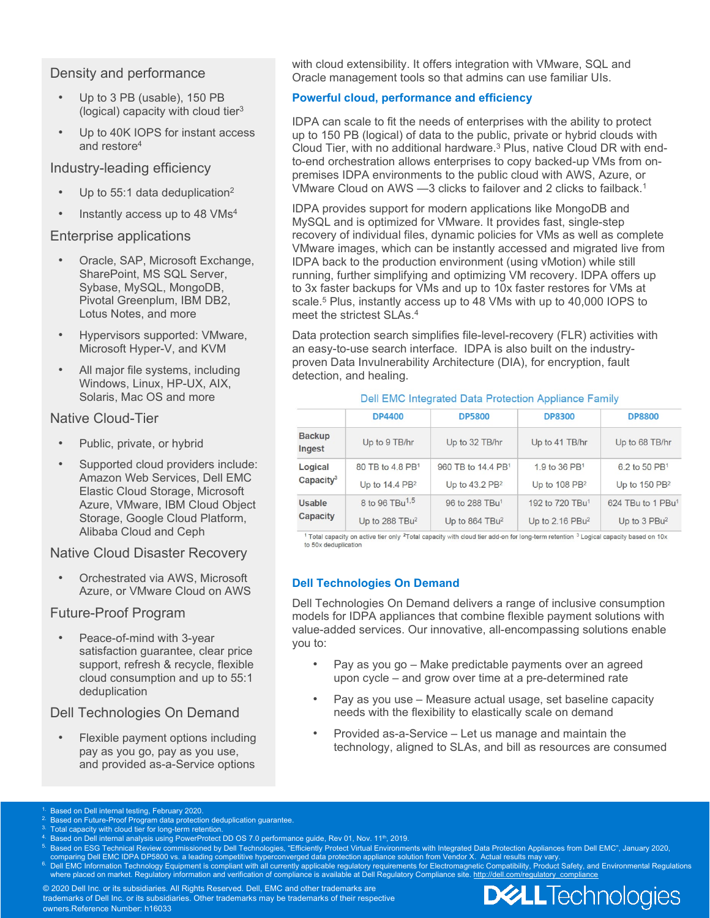## Density and performance

- Up to 3 PB (usable), 150 PB (logical) capacity with cloud tier[3]
- Up to 40K IOPS for instant access and restore[4]

## Industry-leading efficiency

- Up to 55:1 data deduplication[2]
- Instantly access up to 48 VMs[4]

## Enterprise applications

- Oracle, SAP, Microsoft Exchange, SharePoint, MS SQL Server, Sybase, MySQL, MongoDB, Pivotal Greenplum, IBM DB2, Lotus Notes, and more
- Hypervisors supported: VMware, Microsoft Hyper-V, and KVM
- All major file systems, including Windows, Linux, HP-UX, AIX, Solaris, Mac OS and more

## Native Cloud-Tier

- Public, private, or hybrid
- Supported cloud providers include: Amazon Web Services, Dell EMC Elastic Cloud Storage, Microsoft Azure, VMware, IBM Cloud Object Storage, Google Cloud Platform, Alibaba Cloud and Ceph

## Native Cloud Disaster Recovery

- Orchestrated via AWS, Microsoft Azure, or VMware Cloud on AWS

## Future-Proof Program

- Peace-of-mind with 3-year satisfaction guarantee, clear price support, refresh & recycle, flexible cloud consumption and up to 55:1 deduplication

## Dell Technologies On Demand

- Flexible payment options including pay as you go, pay as you use, and provided as-a-Service options

with cloud extensibility. It offers integration with VMware, SQL and Oracle management tools so that admins can use familiar UIs.

### Powerful cloud, performance and efficiency

IDPA can scale to fit the needs of enterprises with the ability to protect up to 150 PB (logical) of data to the public, private or hybrid clouds with Cloud Tier, with no additional hardware.[3] Plus, native Cloud DR with end-to-end orchestration allows enterprises to copy backed-up VMs from on-premises IDPA environments to the public cloud with AWS, Azure, or VMware Cloud on AWS —3 clicks to failover and 2 clicks to failback.[1]

IDPA provides support for modern applications like MongoDB and MySQL and is optimized for VMware. It provides fast, single-step recovery of individual files, dynamic policies for VMs as well as complete VMware images, which can be instantly accessed and migrated live from IDPA back to the production environment (using vMotion) while still running, further simplifying and optimizing VM recovery. IDPA offers up to 3x faster backups for VMs and up to 10x faster restores for VMs at scale.[5] Plus, instantly access up to 48 VMs with up to 40,000 IOPS to meet the strictest SLAs.[4]

Data protection search simplifies file-level-recovery (FLR) activities with an easy-to-use search interface. IDPA is also built on the industry-proven Data Invulnerability Architecture (DIA), for encryption, fault detection, and healing.

Dell EMC Integrated Data Protection Appliance Family

| | DP4400 | DP5800 | DP8300 | DP8800 |
|---|---|---|---|---|
| Backup Ingest | Up to 9 TB/hr | Up to 32 TB/hr | Up to 41 TB/hr | Up to 68 TB/hr |
| Logical Capacity[3] | 80 TB to 4.8 PB[1] | 960 TB to 14.4 PB[1] | 1.9 to 36 PB[1] | 6.2 to 50 PB[1] |
| | Up to 14.4 PB[2] | Up to 43.2 PB[2] | Up to 108 PB[2] | Up to 150 PB[2] |
| Usable Capacity | 8 to 96 TBu[1,5] | 96 to 288 TBu[1] | 192 to 720 TBu[1] | 624 TBu to 1 PBu[1] |
| | Up to 288 TBu[2] | Up to 864 TBu[2] | Up to 2.16 PBu[2] | Up to 3 PBu[2] |

[1] Total capacity on active tier only [2] Total capacity with cloud tier add-on for long-term retention [3] Logical capacity based on 10x to 50x deduplication

### Dell Technologies On Demand

Dell Technologies On Demand delivers a range of inclusive consumption models for IDPA appliances that combine flexible payment solutions with value-added services. Our innovative, all-encompassing solutions enable you to:

- Pay as you go – Make predictable payments over an agreed upon cycle – and grow over time at a pre-determined rate
- Pay as you use – Measure actual usage, set baseline capacity needs with the flexibility to elastically scale on demand
- Provided as-a-Service – Let us manage and maintain the technology, aligned to SLAs, and bill as resources are consumed

1. Based on Dell internal testing, February 2020.
2. Based on Future-Proof Program data protection deduplication guarantee.
3. Total capacity with cloud tier for long-term retention.
4. Based on Dell internal analysis using PowerProtect DD OS 7.0 performance guide, Rev 01, Nov. 11th, 2019.
5. Based on ESG Technical Review commissioned by Dell Technologies, "Efficiently Protect Virtual Environments with Integrated Data Protection Appliances from Dell EMC", January 2020, comparing Dell EMC IDPA DP5800 vs. a leading competitive hyperconverged data protection appliance solution from Vendor X. Actual results may vary.
6. Dell EMC Information Technology Equipment is compliant with all currently applicable regulatory requirements for Electromagnetic Compatibility, Product Safety, and Environmental Regulations where placed on market. Regulatory information and verification of compliance is available at Dell Regulatory Compliance site. http://dell.com/regulatory_compliance

© 2020 Dell Inc. or its subsidiaries. All Rights Reserved. Dell, EMC and other trademarks are trademarks of Dell Inc. or its subsidiaries. Other trademarks may be trademarks of their respective owners.Reference Number: h16033

DELL Technologies